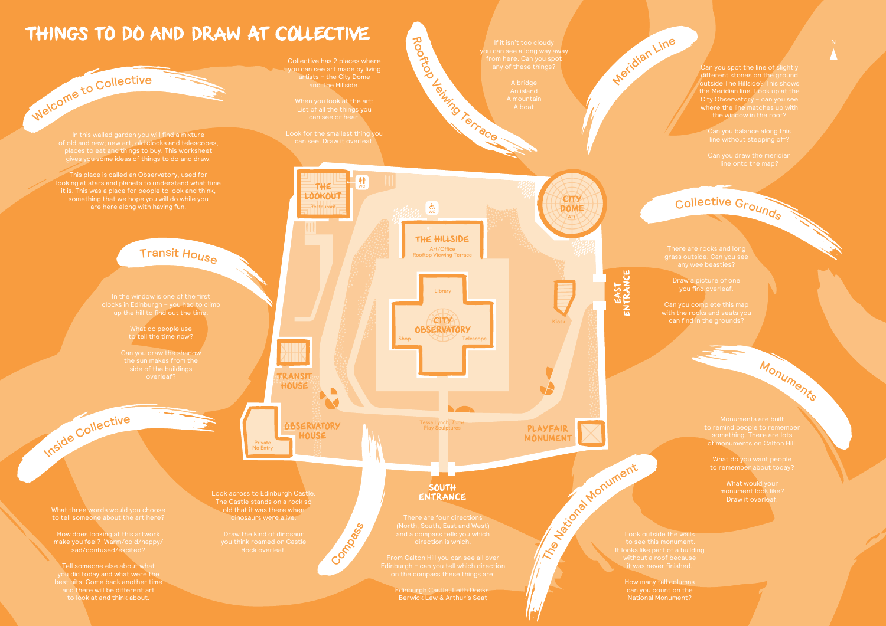# THINGS TO DO AND DRAW AT COLLECTIVE

## Welcome to Collective

In this walled garden you will find a mixture of old and new; new art, old clocks and telescopes, places to eat and things to buy. This worksheet gives you some ideas of things to do and draw.

This place is called an Observatory, used for looking at stars and planets to understand what time it is. This was a place for people to look and think, something that we hope you will do while you are here along with having fun.

Collective has 2 places where you can see art made by living artists – the City Dome and The Hillside.

When you look at the art: List of all the things you can see or hear.

Look for the smallest thing you can see. Draw it overleaf.

## Rooftop Viewing Terrace

If it isn't too cloudy you can see a long way away from here. Can you spot any of these things?

A bridge
An island
A mountain
A boat

## Meridian Line

Can you spot the line of slightly different stones on the ground outside The Hillside? This shows the Meridian line. Look up at the City Observatory – can you see where the line matches up with the window in the roof?

Can you balance along this line without stepping off?

Can you draw the meridian line onto the map?

## Transit House

In the window is one of the first clocks in Edinburgh – you had to climb up the hill to find out the time.

What do people use to tell the time now?

Can you draw the shadow the sun makes from the side of the buildings overleaf?

## Collective Grounds

There are rocks and long grass outside. Can you see any wee beasties?

Draw a picture of one you find overleaf.

Can you complete this map with the rocks and seats you can find in the grounds?

N

THE LOOKOUT
Restaurant

WC

WC

THE HILLSIDE
Art/Office
Rooftop Viewing Terrace

CITY DOME
Art

Library

CITY OBSERVATORY

Shop

Telescope

Kiosk

EAST ENTRANCE

TRANSIT HOUSE

OBSERVATORY HOUSE

Private No Entry

Tessa Lynch, Turns Play Sculptures

PLAYFAIR MONUMENT

SOUTH ENTRANCE

## Monuments

Monuments are built to remind people to remember something. There are lots of monuments on Calton Hill.

What do you want people to remember about today?

What would your monument look like? Draw it overleaf.

## Inside Collective

What three words would you choose to tell someone about the art here?

How does looking at this artwork make you feel? Warm/cold/happy/sad/confused/excited?

Tell someone else about what you did today and what were the best bits. Come back another time and there will be different art to look at and think about.

Look across to Edinburgh Castle. The Castle stands on a rock so old that it was there when dinosaurs were alive.

Draw the kind of dinosaur you think roamed on Castle Rock overleaf.

## Compass

There are four directions (North, South, East and West) and a compass tells you which direction is which.

From Calton Hill you can see all over Edinburgh – can you tell which direction on the compass these things are:

Edinburgh Castle, Leith Docks, Berwick Law & Arthur's Seat

## The National Monument

Look outside the walls to see this monument. It looks like part of a building without a roof because it was never finished.

How many tall columns can you count on the National Monument?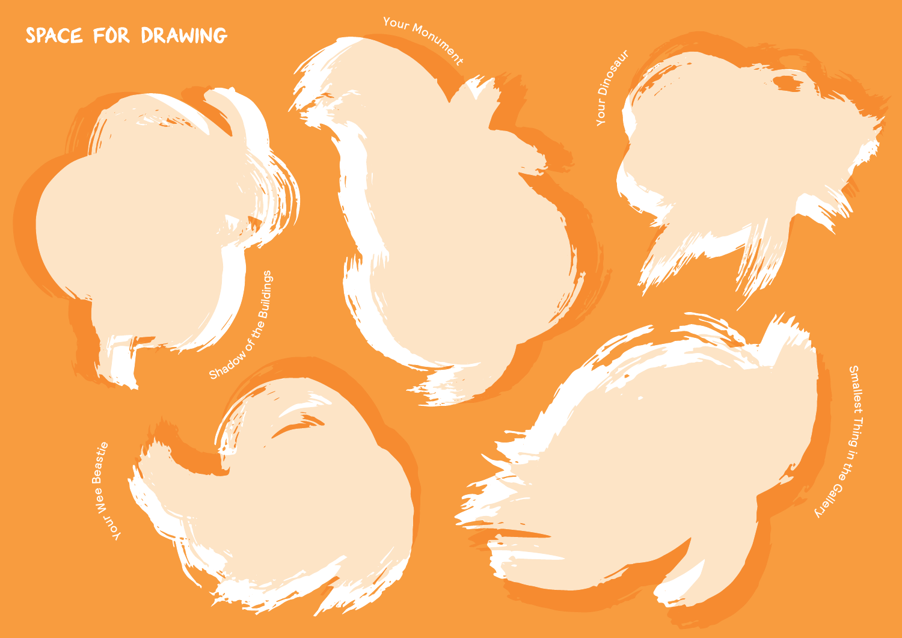# SPACE FOR DRAWING

Your Monument

Your Dinosaur

Shadow of the Buildings

Your Wee Beastie

Smallest Thing in the Gallery